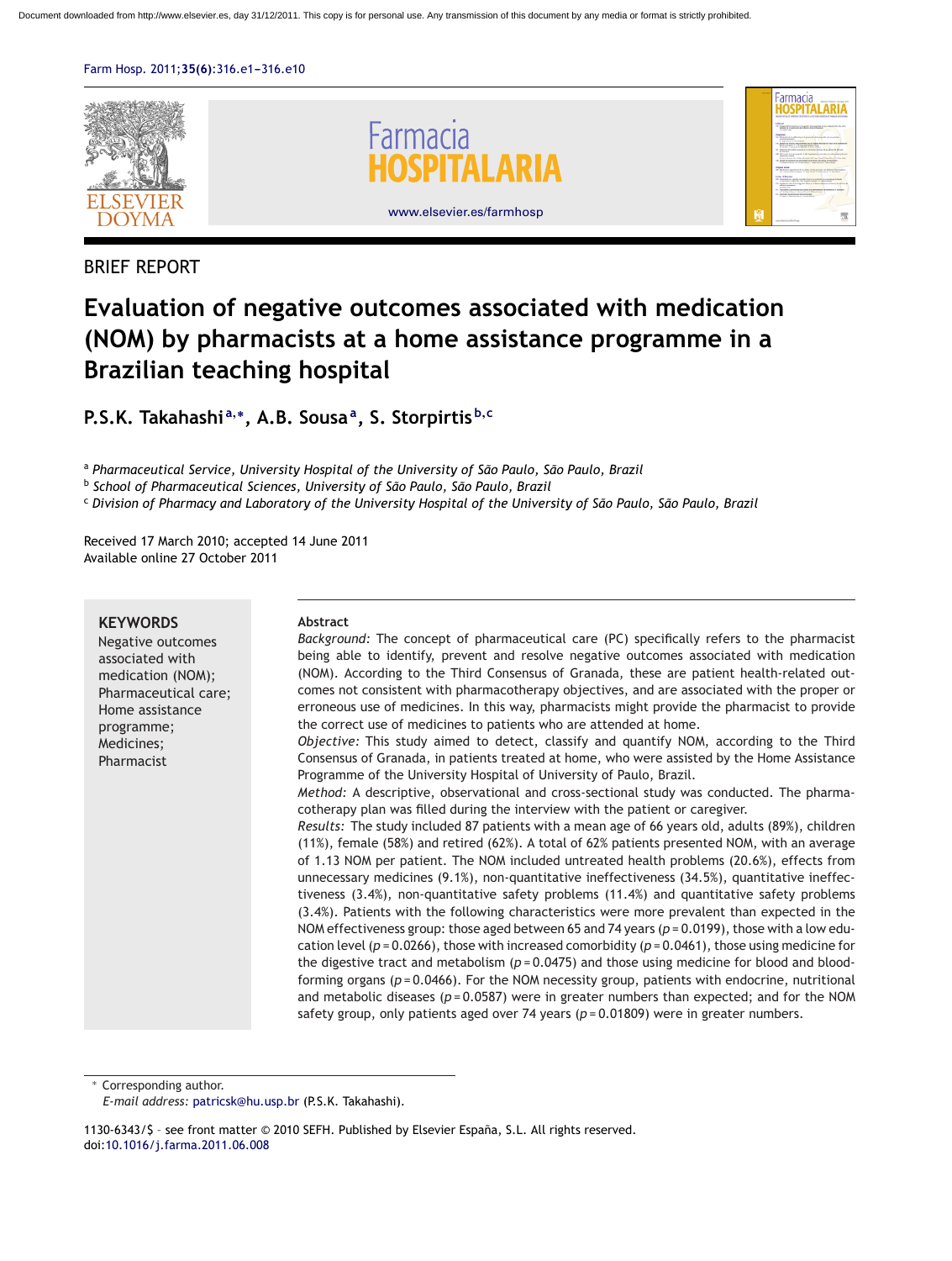BRIEF REPORT

# Evaluation of negative outcomes associated with medication (NOM) by pharmacists at a home assistance programme in a Brazilian teaching hospital

**P.S.K. Takahashi[a,*], A.B. Sousa[a], S. Storpirtis[b,c]**

[a] *Pharmaceutical Service, University Hospital of the University of São Paulo, São Paulo, Brazil*
[b] *School of Pharmaceutical Sciences, University of São Paulo, São Paulo, Brazil*
[c] *Division of Pharmacy and Laboratory of the University Hospital of the University of São Paulo, São Paulo, Brazil*

Received 17 March 2010; accepted 14 June 2011
Available online 27 October 2011

**KEYWORDS**
Negative outcomes associated with medication (NOM); Pharmaceutical care; Home assistance programme; Medicines; Pharmacist

**Abstract**

*Background:* The concept of pharmaceutical care (PC) specifically refers to the pharmacist being able to identify, prevent and resolve negative outcomes associated with medication (NOM). According to the Third Consensus of Granada, these are patient health-related outcomes not consistent with pharmacotherapy objectives, and are associated with the proper or erroneous use of medicines. In this way, pharmacists might provide the pharmacist to provide the correct use of medicines to patients who are attended at home.

*Objective:* This study aimed to detect, classify and quantify NOM, according to the Third Consensus of Granada, in patients treated at home, who were assisted by the Home Assistance Programme of the University Hospital of University of Paulo, Brazil.

*Method:* A descriptive, observational and cross-sectional study was conducted. The pharmacotherapy plan was filled during the interview with the patient or caregiver.

*Results:* The study included 87 patients with a mean age of 66 years old, adults (89%), children (11%), female (58%) and retired (62%). A total of 62% patients presented NOM, with an average of 1.13 NOM per patient. The NOM included untreated health problems (20.6%), effects from unnecessary medicines (9.1%), non-quantitative ineffectiveness (34.5%), quantitative ineffectiveness (3.4%), non-quantitative safety problems (11.4%) and quantitative safety problems (3.4%). Patients with the following characteristics were more prevalent than expected in the NOM effectiveness group: those aged between 65 and 74 years ($p = 0.0199$), those with a low education level ($p = 0.0266$), those with increased comorbidity ($p = 0.0461$), those using medicine for the digestive tract and metabolism ($p = 0.0475$) and those using medicine for blood and blood-forming organs ($p = 0.0466$). For the NOM necessity group, patients with endocrine, nutritional and metabolic diseases ($p = 0.0587$) were in greater numbers than expected; and for the NOM safety group, only patients aged over 74 years ($p = 0.01809$) were in greater numbers.

\* Corresponding author.
*E-mail address:* patricsk@hu.usp.br (P.S.K. Takahashi).

1130-6343/$ - see front matter © 2010 SEFH. Published by Elsevier España, S.L. All rights reserved.
doi:10.1016/j.farma.2011.06.008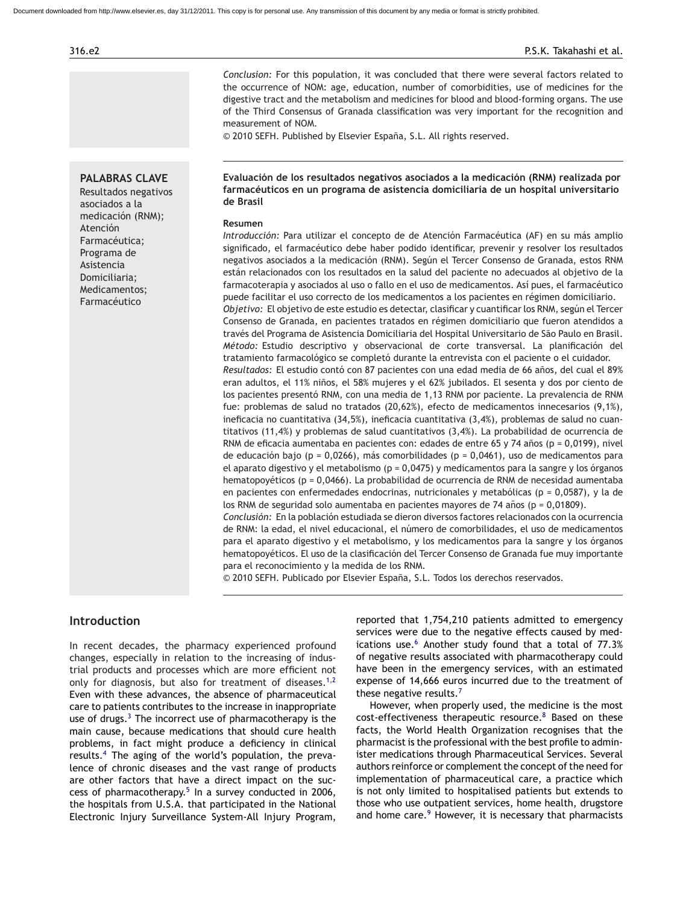*Conclusion:* For this population, it was concluded that there were several factors related to the occurrence of NOM: age, education, number of comorbidities, use of medicines for the digestive tract and the metabolism and medicines for blood and blood-forming organs. The use of the Third Consensus of Granada classification was very important for the recognition and measurement of NOM.

© 2010 SEFH. Published by Elsevier España, S.L. All rights reserved.

**PALABRAS CLAVE**

Resultados negativos asociados a la medicación (RNM); Atención Farmacéutica; Programa de Asistencia Domiciliaria; Medicamentos; Farmacéutico

**Evaluación de los resultados negativos asociados a la medicación (RNM) realizada por farmacéuticos en un programa de asistencia domiciliaria de un hospital universitario de Brasil**

**Resumen**

*Introducción:* Para utilizar el concepto de de Atención Farmacéutica (AF) en su más amplio significado, el farmacéutico debe haber podido identificar, prevenir y resolver los resultados negativos asociados a la medicación (RNM). Según el Tercer Consenso de Granada, estos RNM están relacionados con los resultados en la salud del paciente no adecuados al objetivo de la farmacoterapia y asociados al uso o fallo en el uso de medicamentos. Así pues, el farmacéutico puede facilitar el uso correcto de los medicamentos a los pacientes en régimen domiciliario.

*Objetivo:* El objetivo de este estudio es detectar, clasificar y cuantificar los RNM, según el Tercer Consenso de Granada, en pacientes tratados en régimen domiciliario que fueron atendidos a través del Programa de Asistencia Domiciliaria del Hospital Universitario de São Paulo en Brasil.

*Método:* Estudio descriptivo y observacional de corte transversal. La planificación del tratamiento farmacológico se completó durante la entrevista con el paciente o el cuidador.

*Resultados:* El estudio contó con 87 pacientes con una edad media de 66 años, del cual el 89% eran adultos, el 11% niños, el 58% mujeres y el 62% jubilados. El sesenta y dos por ciento de los pacientes presentó RNM, con una media de 1,13 RNM por paciente. La prevalencia de RNM fue: problemas de salud no tratados (20,62%), efecto de medicamentos innecesarios (9,1%), ineficacia no cuantitativa (34,5%), ineficacia cuantitativa (3,4%), problemas de salud no cuantitativos (11,4%) y problemas de salud cuantitativos (3,4%). La probabilidad de ocurrencia de RNM de eficacia aumentaba en pacientes con: edades de entre 65 y 74 años ($p = 0{,}0199$), nivel de educación bajo ($p = 0{,}0266$), más comorbilidades ($p = 0{,}0461$), uso de medicamentos para el aparato digestivo y el metabolismo ($p = 0{,}0475$) y medicamentos para la sangre y los órganos hematopoyéticos ($p = 0{,}0466$). La probabilidad de ocurrencia de RNM de necesidad aumentaba en pacientes con enfermedades endocrinas, nutricionales y metabólicas ($p = 0{,}0587$), y la de los RNM de seguridad solo aumentaba en pacientes mayores de 74 años ($p = 0{,}01809$).

*Conclusión:* En la población estudiada se dieron diversos factores relacionados con la ocurrencia de RNM: la edad, el nivel educacional, el número de comorbilidades, el uso de medicamentos para el aparato digestivo y el metabolismo, y los medicamentos para la sangre y los órganos hematopoyéticos. El uso de la clasificación del Tercer Consenso de Granada fue muy importante para el reconocimiento y la medida de los RNM.

© 2010 SEFH. Publicado por Elsevier España, S.L. Todos los derechos reservados.

## Introduction

In recent decades, the pharmacy experienced profound changes, especially in relation to the increasing of industrial products and processes which are more efficient not only for diagnosis, but also for treatment of diseases.[1,2] Even with these advances, the absence of pharmaceutical care to patients contributes to the increase in inappropriate use of drugs.[3] The incorrect use of pharmacotherapy is the main cause, because medications that should cure health problems, in fact might produce a deficiency in clinical results.[4] The aging of the world's population, the prevalence of chronic diseases and the vast range of products are other factors that have a direct impact on the success of pharmacotherapy.[5] In a survey conducted in 2006, the hospitals from U.S.A. that participated in the National Electronic Injury Surveillance System-All Injury Program, reported that 1,754,210 patients admitted to emergency services were due to the negative effects caused by medications use.[6] Another study found that a total of 77.3% of negative results associated with pharmacotherapy could have been in the emergency services, with an estimated expense of 14,666 euros incurred due to the treatment of these negative results.[7]

However, when properly used, the medicine is the most cost-effectiveness therapeutic resource.[8] Based on these facts, the World Health Organization recognises that the pharmacist is the professional with the best profile to administer medications through Pharmaceutical Services. Several authors reinforce or complement the concept of the need for implementation of pharmaceutical care, a practice which is not only limited to hospitalised patients but extends to those who use outpatient services, home health, drugstore and home care.[9] However, it is necessary that pharmacists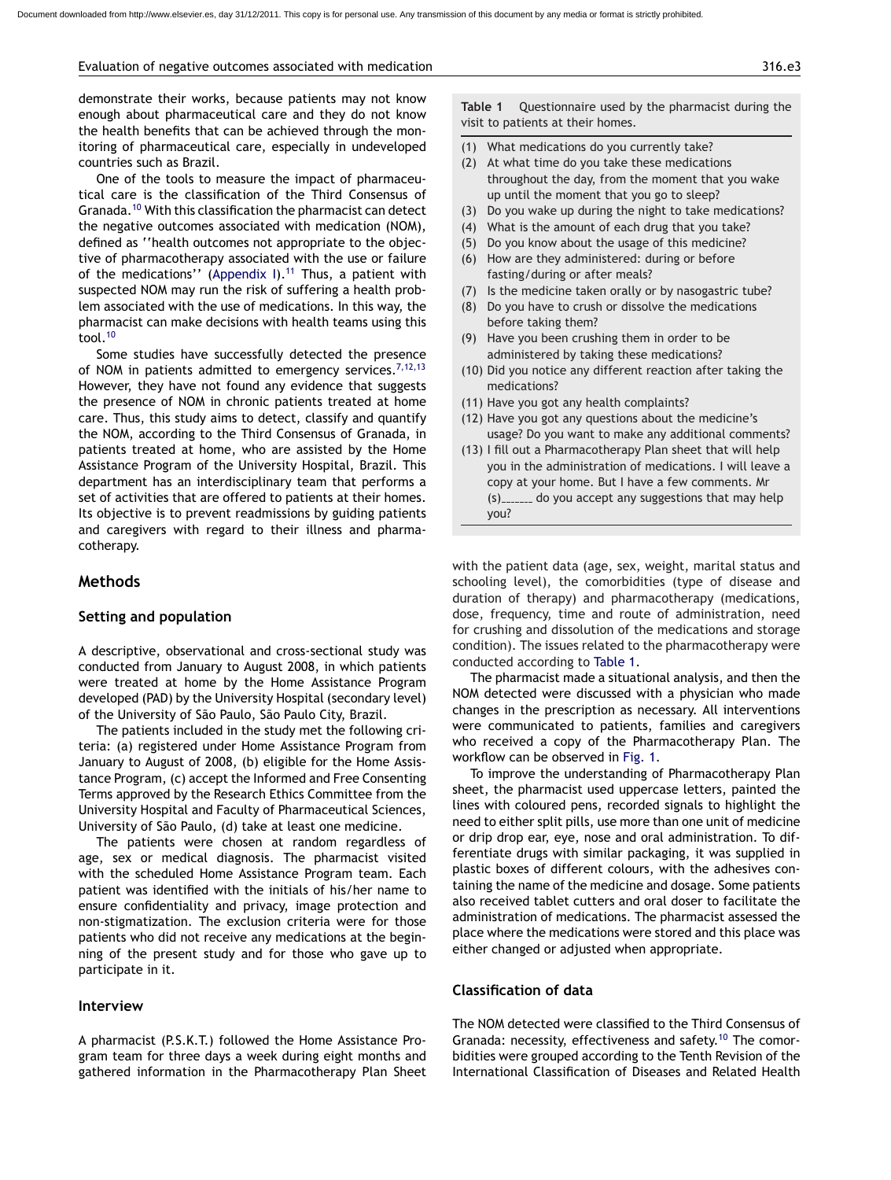demonstrate their works, because patients may not know enough about pharmaceutical care and they do not know the health benefits that can be achieved through the monitoring of pharmaceutical care, especially in undeveloped countries such as Brazil.

One of the tools to measure the impact of pharmaceutical care is the classification of the Third Consensus of Granada.[10] With this classification the pharmacist can detect the negative outcomes associated with medication (NOM), defined as ''health outcomes not appropriate to the objective of pharmacotherapy associated with the use or failure of the medications'' (Appendix I).[11] Thus, a patient with suspected NOM may run the risk of suffering a health problem associated with the use of medications. In this way, the pharmacist can make decisions with health teams using this tool.[10]

Some studies have successfully detected the presence of NOM in patients admitted to emergency services.[7,12,13] However, they have not found any evidence that suggests the presence of NOM in chronic patients treated at home care. Thus, this study aims to detect, classify and quantify the NOM, according to the Third Consensus of Granada, in patients treated at home, who are assisted by the Home Assistance Program of the University Hospital, Brazil. This department has an interdisciplinary team that performs a set of activities that are offered to patients at their homes. Its objective is to prevent readmissions by guiding patients and caregivers with regard to their illness and pharmacotherapy.

## Methods

### Setting and population

A descriptive, observational and cross-sectional study was conducted from January to August 2008, in which patients were treated at home by the Home Assistance Program developed (PAD) by the University Hospital (secondary level) of the University of São Paulo, São Paulo City, Brazil.

The patients included in the study met the following criteria: (a) registered under Home Assistance Program from January to August of 2008, (b) eligible for the Home Assistance Program, (c) accept the Informed and Free Consenting Terms approved by the Research Ethics Committee from the University Hospital and Faculty of Pharmaceutical Sciences, University of São Paulo, (d) take at least one medicine.

The patients were chosen at random regardless of age, sex or medical diagnosis. The pharmacist visited with the scheduled Home Assistance Program team. Each patient was identified with the initials of his/her name to ensure confidentiality and privacy, image protection and non-stigmatization. The exclusion criteria were for those patients who did not receive any medications at the beginning of the present study and for those who gave up to participate in it.

### Interview

A pharmacist (P.S.K.T.) followed the Home Assistance Program team for three days a week during eight months and gathered information in the Pharmacotherapy Plan Sheet with the patient data (age, sex, weight, marital status and schooling level), the comorbidities (type of disease and duration of therapy) and pharmacotherapy (medications, dose, frequency, time and route of administration, need for crushing and dissolution of the medications and storage condition). The issues related to the pharmacotherapy were conducted according to Table 1.

**Table 1** Questionnaire used by the pharmacist during the visit to patients at their homes.

(1) What medications do you currently take?
(2) At what time do you take these medications throughout the day, from the moment that you wake up until the moment that you go to sleep?
(3) Do you wake up during the night to take medications?
(4) What is the amount of each drug that you take?
(5) Do you know about the usage of this medicine?
(6) How are they administered: during or before fasting/during or after meals?
(7) Is the medicine taken orally or by nasogastric tube?
(8) Do you have to crush or dissolve the medications before taking them?
(9) Have you been crushing them in order to be administered by taking these medications?
(10) Did you notice any different reaction after taking the medications?
(11) Have you got any health complaints?
(12) Have you got any questions about the medicine's usage? Do you want to make any additional comments?
(13) I fill out a Pharmacotherapy Plan sheet that will help you in the administration of medications. I will leave a copy at your home. But I have a few comments. Mr (s)______ do you accept any suggestions that may help you?

The pharmacist made a situational analysis, and then the NOM detected were discussed with a physician who made changes in the prescription as necessary. All interventions were communicated to patients, families and caregivers who received a copy of the Pharmacotherapy Plan. The workflow can be observed in Fig. 1.

To improve the understanding of Pharmacotherapy Plan sheet, the pharmacist used uppercase letters, painted the lines with coloured pens, recorded signals to highlight the need to either split pills, use more than one unit of medicine or drip drop ear, eye, nose and oral administration. To differentiate drugs with similar packaging, it was supplied in plastic boxes of different colours, with the adhesives containing the name of the medicine and dosage. Some patients also received tablet cutters and oral doser to facilitate the administration of medications. The pharmacist assessed the place where the medications were stored and this place was either changed or adjusted when appropriate.

### Classification of data

The NOM detected were classified to the Third Consensus of Granada: necessity, effectiveness and safety.[10] The comorbidities were grouped according to the Tenth Revision of the International Classification of Diseases and Related Health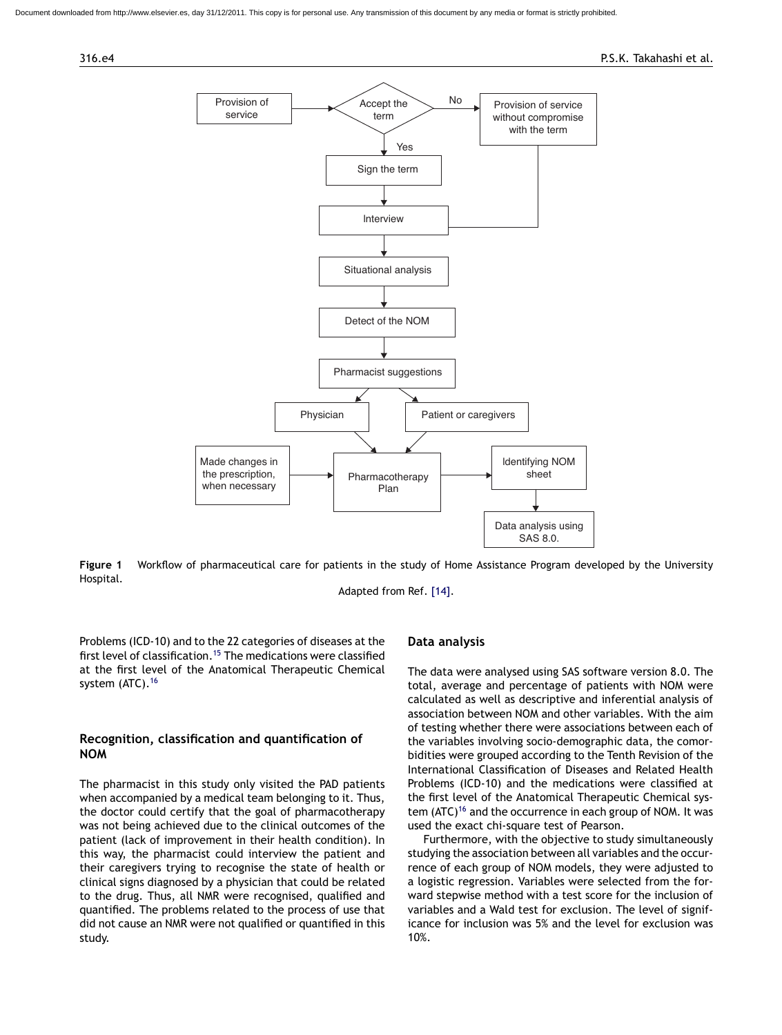Figure 1 Workflow of pharmaceutical care for patients in the study of Home Assistance Program developed by the University Hospital.

Adapted from Ref. [14].

Problems (ICD-10) and to the 22 categories of diseases at the first level of classification.[15] The medications were classified at the first level of the Anatomical Therapeutic Chemical system (ATC).[16]

## Recognition, classification and quantification of NOM

The pharmacist in this study only visited the PAD patients when accompanied by a medical team belonging to it. Thus, the doctor could certify that the goal of pharmacotherapy was not being achieved due to the clinical outcomes of the patient (lack of improvement in their health condition). In this way, the pharmacist could interview the patient and their caregivers trying to recognise the state of health or clinical signs diagnosed by a physician that could be related to the drug. Thus, all NMR were recognised, qualified and quantified. The problems related to the process of use that did not cause an NMR were not qualified or quantified in this study.

## Data analysis

The data were analysed using SAS software version 8.0. The total, average and percentage of patients with NOM were calculated as well as descriptive and inferential analysis of association between NOM and other variables. With the aim of testing whether there were associations between each of the variables involving socio-demographic data, the comorbidities were grouped according to the Tenth Revision of the International Classification of Diseases and Related Health Problems (ICD-10) and the medications were classified at the first level of the Anatomical Therapeutic Chemical system (ATC)[16] and the occurrence in each group of NOM. It was used the exact chi-square test of Pearson.

Furthermore, with the objective to study simultaneously studying the association between all variables and the occurrence of each group of NOM models, they were adjusted to a logistic regression. Variables were selected from the forward stepwise method with a test score for the inclusion of variables and a Wald test for exclusion. The level of significance for inclusion was 5% and the level for exclusion was 10%.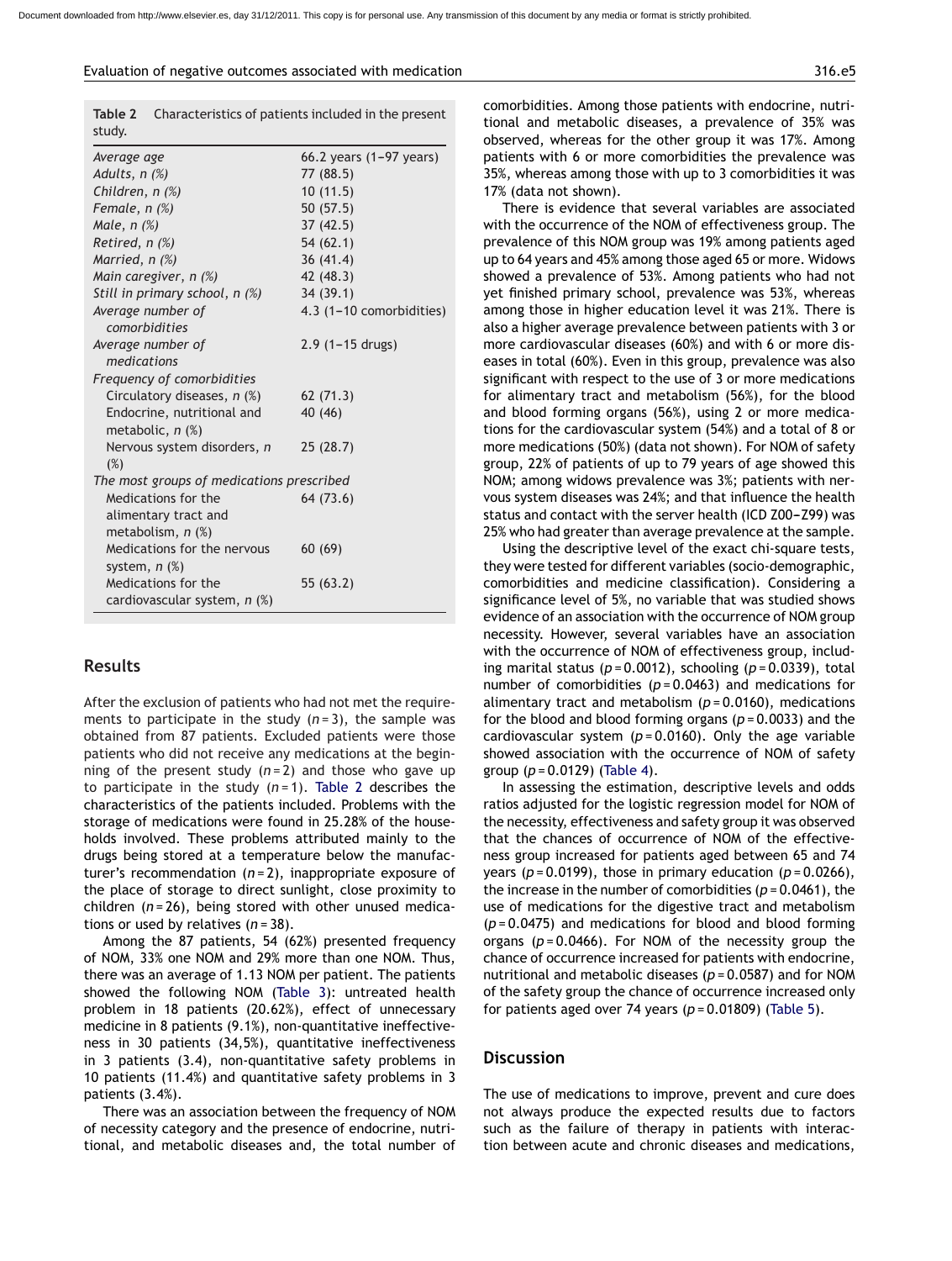**Table 2** Characteristics of patients included in the present study.

| | |
|---|---|
| *Average age* | 66.2 years (1–97 years) |
| *Adults, n (%)* | 77 (88.5) |
| *Children, n (%)* | 10 (11.5) |
| *Female, n (%)* | 50 (57.5) |
| *Male, n (%)* | 37 (42.5) |
| *Retired, n (%)* | 54 (62.1) |
| *Married, n (%)* | 36 (41.4) |
| *Main caregiver, n (%)* | 42 (48.3) |
| *Still in primary school, n (%)* | 34 (39.1) |
| *Average number of comorbidities* | 4.3 (1–10 comorbidities) |
| *Average number of medications* | 2.9 (1–15 drugs) |
| *Frequency of comorbidities* | |
| Circulatory diseases, *n* (%) | 62 (71.3) |
| Endocrine, nutritional and metabolic, *n* (%) | 40 (46) |
| Nervous system disorders, *n* (%) | 25 (28.7) |
| *The most groups of medications prescribed* | |
| Medications for the alimentary tract and metabolism, *n* (%) | 64 (73.6) |
| Medications for the nervous system, *n* (%) | 60 (69) |
| Medications for the cardiovascular system, *n* (%) | 55 (63.2) |

## Results

After the exclusion of patients who had not met the requirements to participate in the study ($n = 3$), the sample was obtained from 87 patients. Excluded patients were those patients who did not receive any medications at the beginning of the present study ($n = 2$) and those who gave up to participate in the study ($n = 1$). Table 2 describes the characteristics of the patients included. Problems with the storage of medications were found in 25.28% of the households involved. These problems attributed mainly to the drugs being stored at a temperature below the manufacturer's recommendation ($n = 2$), inappropriate exposure of the place of storage to direct sunlight, close proximity to children ($n = 26$), being stored with other unused medications or used by relatives ($n = 38$).

Among the 87 patients, 54 (62%) presented frequency of NOM, 33% one NOM and 29% more than one NOM. Thus, there was an average of 1.13 NOM per patient. The patients showed the following NOM (Table 3): untreated health problem in 18 patients (20.62%), effect of unnecessary medicine in 8 patients (9.1%), non-quantitative ineffectiveness in 30 patients (34,5%), quantitative ineffectiveness in 3 patients (3.4), non-quantitative safety problems in 10 patients (11.4%) and quantitative safety problems in 3 patients (3.4%).

There was an association between the frequency of NOM of necessity category and the presence of endocrine, nutritional, and metabolic diseases and, the total number of comorbidities. Among those patients with endocrine, nutritional and metabolic diseases, a prevalence of 35% was observed, whereas for the other group it was 17%. Among patients with 6 or more comorbidities the prevalence was 35%, whereas among those with up to 3 comorbidities it was 17% (data not shown).

There is evidence that several variables are associated with the occurrence of the NOM of effectiveness group. The prevalence of this NOM group was 19% among patients aged up to 64 years and 45% among those aged 65 or more. Widows showed a prevalence of 53%. Among patients who had not yet finished primary school, prevalence was 53%, whereas among those in higher education level it was 21%. There is also a higher average prevalence between patients with 3 or more cardiovascular diseases (60%) and with 6 or more diseases in total (60%). Even in this group, prevalence was also significant with respect to the use of 3 or more medications for alimentary tract and metabolism (56%), for the blood and blood forming organs (56%), using 2 or more medications for the cardiovascular system (54%) and a total of 8 or more medications (50%) (data not shown). For NOM of safety group, 22% of patients of up to 79 years of age showed this NOM; among widows prevalence was 3%; patients with nervous system diseases was 24%; and that influence the health status and contact with the server health (ICD Z00–Z99) was 25% who had greater than average prevalence at the sample.

Using the descriptive level of the exact chi-square tests, they were tested for different variables (socio-demographic, comorbidities and medicine classification). Considering a significance level of 5%, no variable that was studied shows evidence of an association with the occurrence of NOM group necessity. However, several variables have an association with the occurrence of NOM of effectiveness group, including marital status ($p = 0.0012$), schooling ($p = 0.0339$), total number of comorbidities ($p = 0.0463$) and medications for alimentary tract and metabolism ($p = 0.0160$), medications for the blood and blood forming organs ($p = 0.0033$) and the cardiovascular system ($p = 0.0160$). Only the age variable showed association with the occurrence of NOM of safety group ($p = 0.0129$) (Table 4).

In assessing the estimation, descriptive levels and odds ratios adjusted for the logistic regression model for NOM of the necessity, effectiveness and safety group it was observed that the chances of occurrence of NOM of the effectiveness group increased for patients aged between 65 and 74 years ($p = 0.0199$), those in primary education ($p = 0.0266$), the increase in the number of comorbidities ($p = 0.0461$), the use of medications for the digestive tract and metabolism ($p = 0.0475$) and medications for blood and blood forming organs ($p = 0.0466$). For NOM of the necessity group the chance of occurrence increased for patients with endocrine, nutritional and metabolic diseases ($p = 0.0587$) and for NOM of the safety group the chance of occurrence increased only for patients aged over 74 years ($p = 0.01809$) (Table 5).

## Discussion

The use of medications to improve, prevent and cure does not always produce the expected results due to factors such as the failure of therapy in patients with interaction between acute and chronic diseases and medications,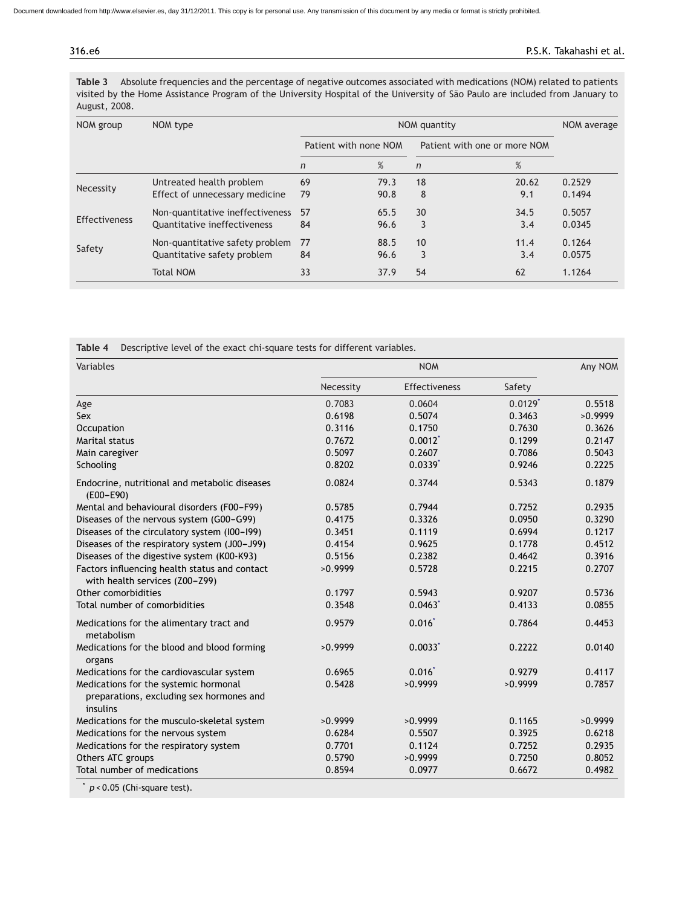**Table 3** Absolute frequencies and the percentage of negative outcomes associated with medications (NOM) related to patients visited by the Home Assistance Program of the University Hospital of the University of São Paulo are included from January to August, 2008.

| NOM group | NOM type | NOM quantity | | | | NOM average |
|---|---|---|---|---|---|---|
| | | Patient with none NOM | | Patient with one or more NOM | | |
| | | *n* | % | *n* | % | |
| Necessity | Untreated health problem | 69 | 79.3 | 18 | 20.62 | 0.2529 |
| | Effect of unnecessary medicine | 79 | 90.8 | 8 | 9.1 | 0.1494 |
| Effectiveness | Non-quantitative ineffectiveness | 57 | 65.5 | 30 | 34.5 | 0.5057 |
| | Quantitative ineffectiveness | 84 | 96.6 | 3 | 3.4 | 0.0345 |
| Safety | Non-quantitative safety problem | 77 | 88.5 | 10 | 11.4 | 0.1264 |
| | Quantitative safety problem | 84 | 96.6 | 3 | 3.4 | 0.0575 |
| | Total NOM | 33 | 37.9 | 54 | 62 | 1.1264 |

**Table 4** Descriptive level of the exact chi-square tests for different variables.

| Variables | NOM | | | Any NOM |
|---|---|---|---|---|
| | Necessity | Effectiveness | Safety | |
| Age | 0.7083 | 0.0604 | 0.0129* | 0.5518 |
| Sex | 0.6198 | 0.5074 | 0.3463 | >0.9999 |
| Occupation | 0.3116 | 0.1750 | 0.7630 | 0.3626 |
| Marital status | 0.7672 | 0.0012* | 0.1299 | 0.2147 |
| Main caregiver | 0.5097 | 0.2607 | 0.7086 | 0.5043 |
| Schooling | 0.8202 | 0.0339* | 0.9246 | 0.2225 |
| Endocrine, nutritional and metabolic diseases (E00–E90) | 0.0824 | 0.3744 | 0.5343 | 0.1879 |
| Mental and behavioural disorders (F00–F99) | 0.5785 | 0.7944 | 0.7252 | 0.2935 |
| Diseases of the nervous system (G00–G99) | 0.4175 | 0.3326 | 0.0950 | 0.3290 |
| Diseases of the circulatory system (I00–I99) | 0.3451 | 0.1119 | 0.6994 | 0.1217 |
| Diseases of the respiratory system (J00–J99) | 0.4154 | 0.9625 | 0.1778 | 0.4512 |
| Diseases of the digestive system (K00-K93) | 0.5156 | 0.2382 | 0.4642 | 0.3916 |
| Factors influencing health status and contact with health services (Z00–Z99) | >0.9999 | 0.5728 | 0.2215 | 0.2707 |
| Other comorbidities | 0.1797 | 0.5943 | 0.9207 | 0.5736 |
| Total number of comorbidities | 0.3548 | 0.0463* | 0.4133 | 0.0855 |
| Medications for the alimentary tract and metabolism | 0.9579 | 0.016* | 0.7864 | 0.4453 |
| Medications for the blood and blood forming organs | >0.9999 | 0.0033* | 0.2222 | 0.0140 |
| Medications for the cardiovascular system | 0.6965 | 0.016* | 0.9279 | 0.4117 |
| Medications for the systemic hormonal preparations, excluding sex hormones and insulins | 0.5428 | >0.9999 | >0.9999 | 0.7857 |
| Medications for the musculo-skeletal system | >0.9999 | >0.9999 | 0.1165 | >0.9999 |
| Medications for the nervous system | 0.6284 | 0.5507 | 0.3925 | 0.6218 |
| Medications for the respiratory system | 0.7701 | 0.1124 | 0.7252 | 0.2935 |
| Others ATC groups | 0.5790 | >0.9999 | 0.7250 | 0.8052 |
| Total number of medications | 0.8594 | 0.0977 | 0.6672 | 0.4982 |

* $p < 0.05$ (Chi-square test).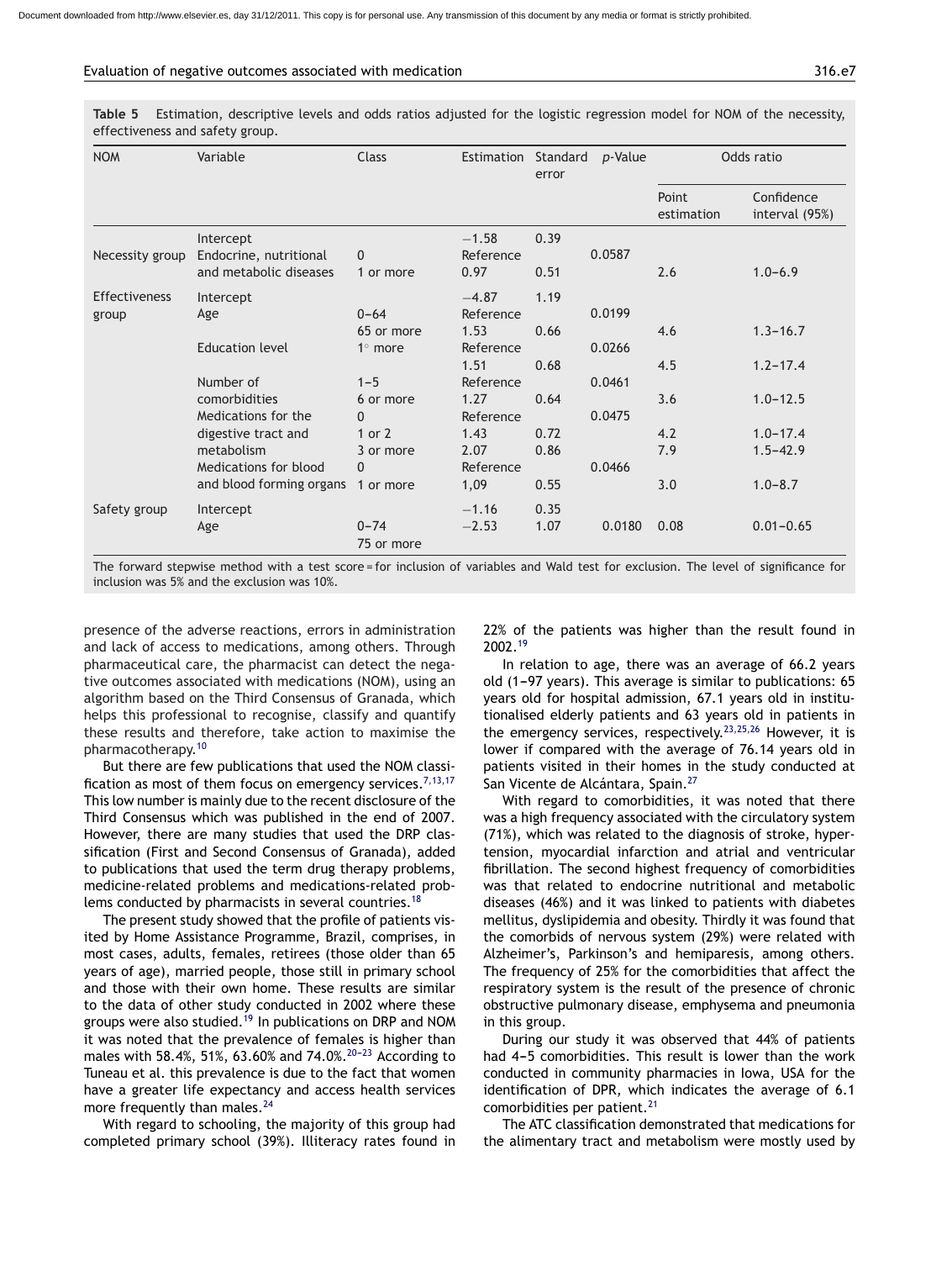**Table 5** Estimation, descriptive levels and odds ratios adjusted for the logistic regression model for NOM of the necessity, effectiveness and safety group.

| NOM | Variable | Class | Estimation | Standard error | p-Value | Odds ratio | |
|---|---|---|---|---|---|---|---|
| | | | | | | Point estimation | Confidence interval (95%) |
| | Intercept | | −1.58 | 0.39 | | | |
| Necessity group | Endocrine, nutritional and metabolic diseases | 0 | Reference | | 0.0587 | | |
| | | 1 or more | 0.97 | 0.51 | | 2.6 | 1.0–6.9 |
| Effectiveness group | Intercept | | −4.87 | 1.19 | | | |
| | Age | 0–64 | Reference | | 0.0199 | | |
| | | 65 or more | 1.53 | 0.66 | | 4.6 | 1.3–16.7 |
| | Education level | 1° more | Reference | | 0.0266 | | |
| | | | 1.51 | 0.68 | | 4.5 | 1.2–17.4 |
| | Number of comorbidities | 1–5 | Reference | | 0.0461 | | |
| | | 6 or more | 1.27 | 0.64 | | 3.6 | 1.0–12.5 |
| | Medications for the digestive tract and metabolism | 0 | Reference | | 0.0475 | | |
| | | 1 or 2 | 1.43 | 0.72 | | 4.2 | 1.0–17.4 |
| | | 3 or more | 2.07 | 0.86 | | 7.9 | 1.5–42.9 |
| | Medications for blood and blood forming organs | 0 | Reference | | 0.0466 | | |
| | | 1 or more | 1,09 | 0.55 | | 3.0 | 1.0–8.7 |
| Safety group | Intercept | | −1.16 | 0.35 | | | |
| | Age | 0–74 | −2.53 | 1.07 | 0.0180 | 0.08 | 0.01–0.65 |
| | | 75 or more | | | | | |

The forward stepwise method with a test score = for inclusion of variables and Wald test for exclusion. The level of significance for inclusion was 5% and the exclusion was 10%.

presence of the adverse reactions, errors in administration and lack of access to medications, among others. Through pharmaceutical care, the pharmacist can detect the negative outcomes associated with medications (NOM), using an algorithm based on the Third Consensus of Granada, which helps this professional to recognise, classify and quantify these results and therefore, take action to maximise the pharmacotherapy.[10]

But there are few publications that used the NOM classification as most of them focus on emergency services.[7,13,17] This low number is mainly due to the recent disclosure of the Third Consensus which was published in the end of 2007. However, there are many studies that used the DRP classification (First and Second Consensus of Granada), added to publications that used the term drug therapy problems, medicine-related problems and medications-related problems conducted by pharmacists in several countries.[18]

The present study showed that the profile of patients visited by Home Assistance Programme, Brazil, comprises, in most cases, adults, females, retirees (those older than 65 years of age), married people, those still in primary school and those with their own home. These results are similar to the data of other study conducted in 2002 where these groups were also studied.[19] In publications on DRP and NOM it was noted that the prevalence of females is higher than males with 58.4%, 51%, 63.60% and 74.0%.[20–23] According to Tuneau et al. this prevalence is due to the fact that women have a greater life expectancy and access health services more frequently than males.[24]

With regard to schooling, the majority of this group had completed primary school (39%). Illiteracy rates found in 22% of the patients was higher than the result found in 2002.[19]

In relation to age, there was an average of 66.2 years old (1–97 years). This average is similar to publications: 65 years old for hospital admission, 67.1 years old in institutionalised elderly patients and 63 years old in patients in the emergency services, respectively.[23,25,26] However, it is lower if compared with the average of 76.14 years old in patients visited in their homes in the study conducted at San Vicente de Alcántara, Spain.[27]

With regard to comorbidities, it was noted that there was a high frequency associated with the circulatory system (71%), which was related to the diagnosis of stroke, hypertension, myocardial infarction and atrial and ventricular fibrillation. The second highest frequency of comorbidities was that related to endocrine nutritional and metabolic diseases (46%) and it was linked to patients with diabetes mellitus, dyslipidemia and obesity. Thirdly it was found that the comorbids of nervous system (29%) were related with Alzheimer's, Parkinson's and hemiparesis, among others. The frequency of 25% for the comorbidities that affect the respiratory system is the result of the presence of chronic obstructive pulmonary disease, emphysema and pneumonia in this group.

During our study it was observed that 44% of patients had 4–5 comorbidities. This result is lower than the work conducted in community pharmacies in Iowa, USA for the identification of DPR, which indicates the average of 6.1 comorbidities per patient.[21]

The ATC classification demonstrated that medications for the alimentary tract and metabolism were mostly used by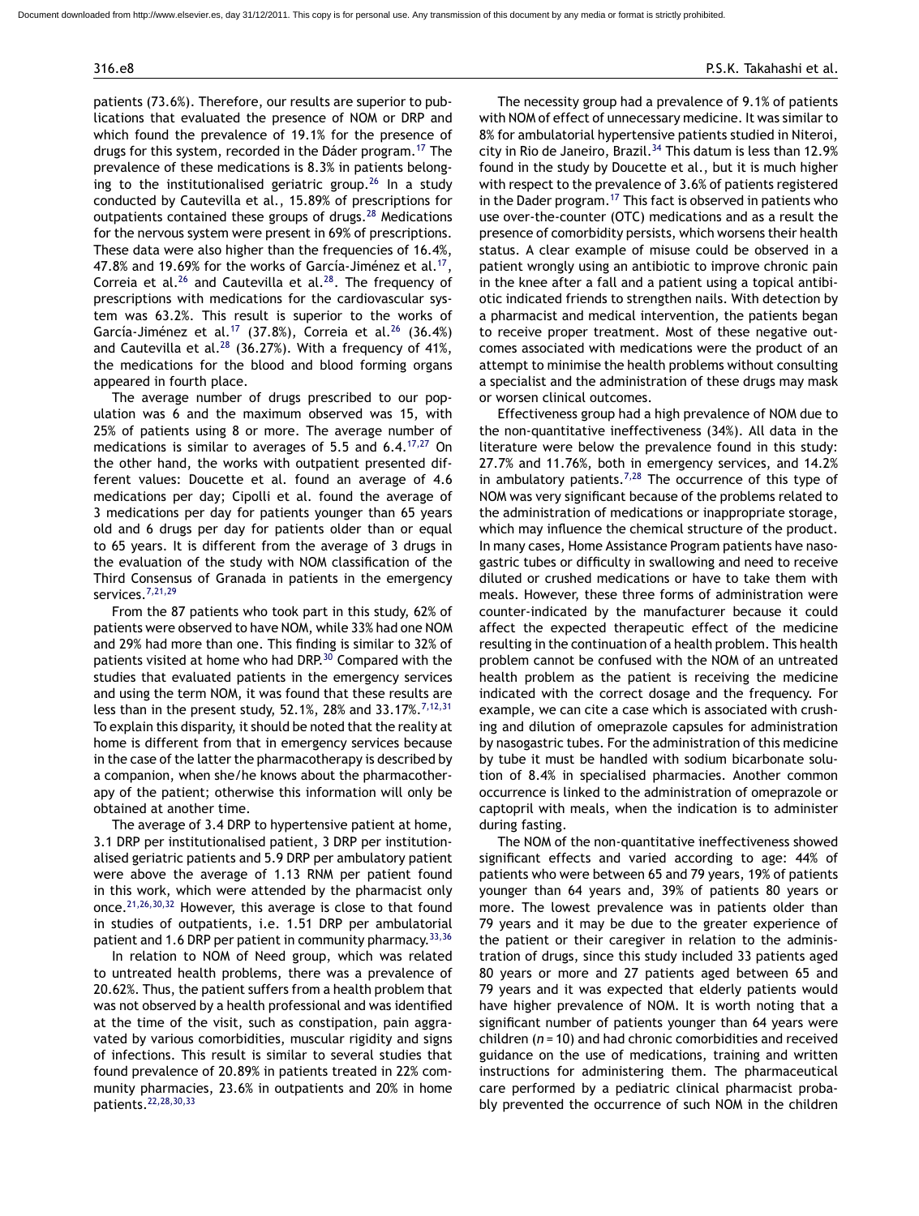patients (73.6%). Therefore, our results are superior to publications that evaluated the presence of NOM or DRP and which found the prevalence of 19.1% for the presence of drugs for this system, recorded in the Dáder program.[17] The prevalence of these medications is 8.3% in patients belonging to the institutionalised geriatric group.[26] In a study conducted by Cautevilla et al., 15.89% of prescriptions for outpatients contained these groups of drugs.[28] Medications for the nervous system were present in 69% of prescriptions. These data were also higher than the frequencies of 16.4%, 47.8% and 19.69% for the works of García-Jiménez et al.[17], Correia et al.[26] and Cautevilla et al.[28]. The frequency of prescriptions with medications for the cardiovascular system was 63.2%. This result is superior to the works of García-Jiménez et al.[17] (37.8%), Correia et al.[26] (36.4%) and Cautevilla et al.[28] (36.27%). With a frequency of 41%, the medications for the blood and blood forming organs appeared in fourth place.

The average number of drugs prescribed to our population was 6 and the maximum observed was 15, with 25% of patients using 8 or more. The average number of medications is similar to averages of 5.5 and 6.4.[17,27] On the other hand, the works with outpatient presented different values: Doucette et al. found an average of 4.6 medications per day; Cipolli et al. found the average of 3 medications per day for patients younger than 65 years old and 6 drugs per day for patients older than or equal to 65 years. It is different from the average of 3 drugs in the evaluation of the study with NOM classification of the Third Consensus of Granada in patients in the emergency services.[7,21,29]

From the 87 patients who took part in this study, 62% of patients were observed to have NOM, while 33% had one NOM and 29% had more than one. This finding is similar to 32% of patients visited at home who had DRP.[30] Compared with the studies that evaluated patients in the emergency services and using the term NOM, it was found that these results are less than in the present study, 52.1%, 28% and 33.17%.[7,12,31] To explain this disparity, it should be noted that the reality at home is different from that in emergency services because in the case of the latter the pharmacotherapy is described by a companion, when she/he knows about the pharmacotherapy of the patient; otherwise this information will only be obtained at another time.

The average of 3.4 DRP to hypertensive patient at home, 3.1 DRP per institutionalised patient, 3 DRP per institutionalised geriatric patients and 5.9 DRP per ambulatory patient were above the average of 1.13 RNM per patient found in this work, which were attended by the pharmacist only once.[21,26,30,32] However, this average is close to that found in studies of outpatients, i.e. 1.51 DRP per ambulatorial patient and 1.6 DRP per patient in community pharmacy.[33,36]

In relation to NOM of Need group, which was related to untreated health problems, there was a prevalence of 20.62%. Thus, the patient suffers from a health problem that was not observed by a health professional and was identified at the time of the visit, such as constipation, pain aggravated by various comorbidities, muscular rigidity and signs of infections. This result is similar to several studies that found prevalence of 20.89% in patients treated in 22% community pharmacies, 23.6% in outpatients and 20% in home patients.[22,28,30,33]

The necessity group had a prevalence of 9.1% of patients with NOM of effect of unnecessary medicine. It was similar to 8% for ambulatorial hypertensive patients studied in Niteroi, city in Rio de Janeiro, Brazil.[34] This datum is less than 12.9% found in the study by Doucette et al., but it is much higher with respect to the prevalence of 3.6% of patients registered in the Dader program.[17] This fact is observed in patients who use over-the-counter (OTC) medications and as a result the presence of comorbidity persists, which worsens their health status. A clear example of misuse could be observed in a patient wrongly using an antibiotic to improve chronic pain in the knee after a fall and a patient using a topical antibiotic indicated friends to strengthen nails. With detection by a pharmacist and medical intervention, the patients began to receive proper treatment. Most of these negative outcomes associated with medications were the product of an attempt to minimise the health problems without consulting a specialist and the administration of these drugs may mask or worsen clinical outcomes.

Effectiveness group had a high prevalence of NOM due to the non-quantitative ineffectiveness (34%). All data in the literature were below the prevalence found in this study: 27.7% and 11.76%, both in emergency services, and 14.2% in ambulatory patients.[7,28] The occurrence of this type of NOM was very significant because of the problems related to the administration of medications or inappropriate storage, which may influence the chemical structure of the product. In many cases, Home Assistance Program patients have nasogastric tubes or difficulty in swallowing and need to receive diluted or crushed medications or have to take them with meals. However, these three forms of administration were counter-indicated by the manufacturer because it could affect the expected therapeutic effect of the medicine resulting in the continuation of a health problem. This health problem cannot be confused with the NOM of an untreated health problem as the patient is receiving the medicine indicated with the correct dosage and the frequency. For example, we can cite a case which is associated with crushing and dilution of omeprazole capsules for administration by nasogastric tubes. For the administration of this medicine by tube it must be handled with sodium bicarbonate solution of 8.4% in specialised pharmacies. Another common occurrence is linked to the administration of omeprazole or captopril with meals, when the indication is to administer during fasting.

The NOM of the non-quantitative ineffectiveness showed significant effects and varied according to age: 44% of patients who were between 65 and 79 years, 19% of patients younger than 64 years and, 39% of patients 80 years or more. The lowest prevalence was in patients older than 79 years and it may be due to the greater experience of the patient or their caregiver in relation to the administration of drugs, since this study included 33 patients aged 80 years or more and 27 patients aged between 65 and 79 years and it was expected that elderly patients would have higher prevalence of NOM. It is worth noting that a significant number of patients younger than 64 years were children ($n = 10$) and had chronic comorbidities and received guidance on the use of medications, training and written instructions for administering them. The pharmaceutical care performed by a pediatric clinical pharmacist probably prevented the occurrence of such NOM in the children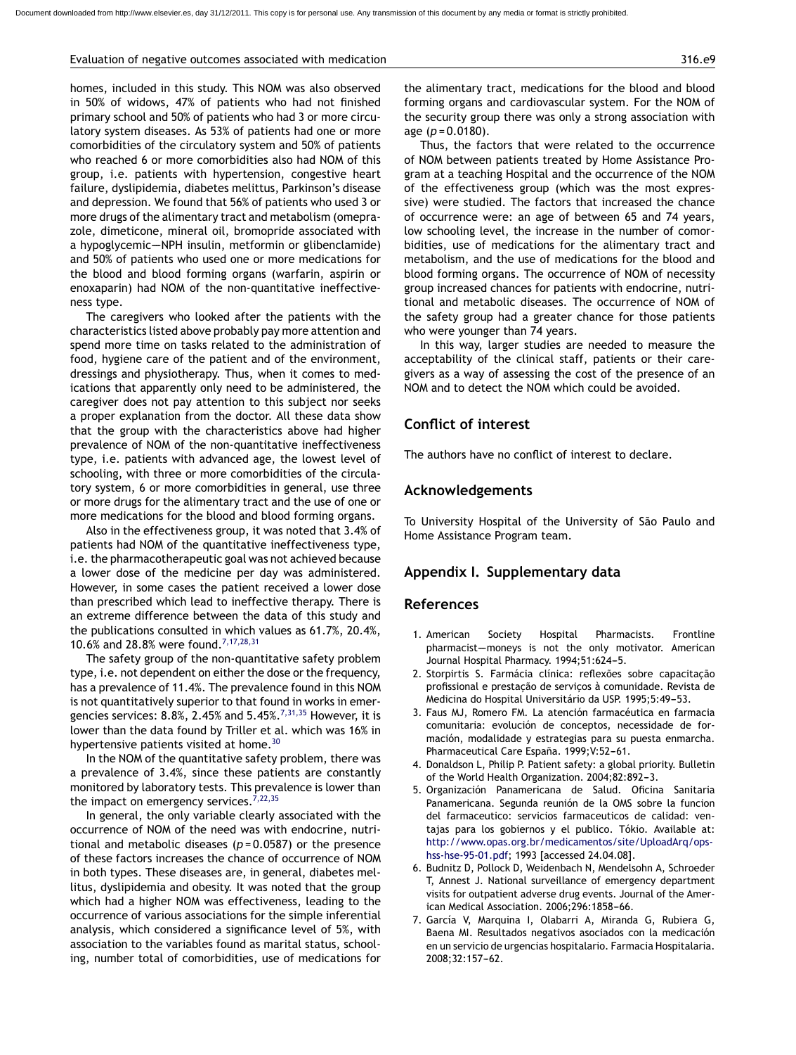homes, included in this study. This NOM was also observed in 50% of widows, 47% of patients who had not finished primary school and 50% of patients who had 3 or more circulatory system diseases. As 53% of patients had one or more comorbidities of the circulatory system and 50% of patients who reached 6 or more comorbidities also had NOM of this group, i.e. patients with hypertension, congestive heart failure, dyslipidemia, diabetes melittus, Parkinson's disease and depression. We found that 56% of patients who used 3 or more drugs of the alimentary tract and metabolism (omeprazole, dimeticone, mineral oil, bromopride associated with a hypoglycemic—NPH insulin, metformin or glibenclamide) and 50% of patients who used one or more medications for the blood and blood forming organs (warfarin, aspirin or enoxaparin) had NOM of the non-quantitative ineffectiveness type.

The caregivers who looked after the patients with the characteristics listed above probably pay more attention and spend more time on tasks related to the administration of food, hygiene care of the patient and of the environment, dressings and physiotherapy. Thus, when it comes to medications that apparently only need to be administered, the caregiver does not pay attention to this subject nor seeks a proper explanation from the doctor. All these data show that the group with the characteristics above had higher prevalence of NOM of the non-quantitative ineffectiveness type, i.e. patients with advanced age, the lowest level of schooling, with three or more comorbidities of the circulatory system, 6 or more comorbidities in general, use three or more drugs for the alimentary tract and the use of one or more medications for the blood and blood forming organs.

Also in the effectiveness group, it was noted that 3.4% of patients had NOM of the quantitative ineffectiveness type, i.e. the pharmacotherapeutic goal was not achieved because a lower dose of the medicine per day was administered. However, in some cases the patient received a lower dose than prescribed which lead to ineffective therapy. There is an extreme difference between the data of this study and the publications consulted in which values as 61.7%, 20.4%, 10.6% and 28.8% were found.[7,17,28,31]

The safety group of the non-quantitative safety problem type, i.e. not dependent on either the dose or the frequency, has a prevalence of 11.4%. The prevalence found in this NOM is not quantitatively superior to that found in works in emergencies services: 8.8%, 2.45% and 5.45%.[7,31,35] However, it is lower than the data found by Triller et al. which was 16% in hypertensive patients visited at home.[30]

In the NOM of the quantitative safety problem, there was a prevalence of 3.4%, since these patients are constantly monitored by laboratory tests. This prevalence is lower than the impact on emergency services.[7,22,35]

In general, the only variable clearly associated with the occurrence of NOM of the need was with endocrine, nutritional and metabolic diseases ($p = 0.0587$) or the presence of these factors increases the chance of occurrence of NOM in both types. These diseases are, in general, diabetes mellitus, dyslipidemia and obesity. It was noted that the group which had a higher NOM was effectiveness, leading to the occurrence of various associations for the simple inferential analysis, which considered a significance level of 5%, with association to the variables found as marital status, schooling, number total of comorbidities, use of medications for the alimentary tract, medications for the blood and blood forming organs and cardiovascular system. For the NOM of the security group there was only a strong association with age ($p = 0.0180$).

Thus, the factors that were related to the occurrence of NOM between patients treated by Home Assistance Program at a teaching Hospital and the occurrence of the NOM of the effectiveness group (which was the most expressive) were studied. The factors that increased the chance of occurrence were: an age of between 65 and 74 years, low schooling level, the increase in the number of comorbidities, use of medications for the alimentary tract and metabolism, and the use of medications for the blood and blood forming organs. The occurrence of NOM of necessity group increased chances for patients with endocrine, nutritional and metabolic diseases. The occurrence of NOM of the safety group had a greater chance for those patients who were younger than 74 years.

In this way, larger studies are needed to measure the acceptability of the clinical staff, patients or their caregivers as a way of assessing the cost of the presence of an NOM and to detect the NOM which could be avoided.

## Conflict of interest

The authors have no conflict of interest to declare.

## Acknowledgements

To University Hospital of the University of São Paulo and Home Assistance Program team.

## Appendix I. Supplementary data

## References

1. American Society Hospital Pharmacists. Frontline pharmacist—moneys is not the only motivator. American Journal Hospital Pharmacy. 1994;51:624–5.
2. Storpirtis S. Farmácia clínica: reflexões sobre capacitação profissional e prestação de serviços à comunidade. Revista de Medicina do Hospital Universitário da USP. 1995;5:49–53.
3. Faus MJ, Romero FM. La atención farmacéutica en farmacia comunitaria: evolución de conceptos, necessidade de formación, modalidade y estrategias para su puesta enmarcha. Pharmaceutical Care España. 1999;V:52–61.
4. Donaldson L, Philip P. Patient safety: a global priority. Bulletin of the World Health Organization. 2004;82:892–3.
5. Organización Panamericana de Salud. Oficina Sanitaria Panamericana. Segunda reunión de la OMS sobre la funcion del farmaceutico: servicios farmaceuticos de calidad: ventajas para los gobiernos y el publico. Tókio. Available at: http://www.opas.org.br/medicamentos/site/UploadArq/ops-hss-hse-95-01.pdf; 1993 [accessed 24.04.08].
6. Budnitz D, Pollock D, Weidenbach N, Mendelsohn A, Schroeder T, Annest J. National surveillance of emergency department visits for outpatient adverse drug events. Journal of the American Medical Association. 2006;296:1858–66.
7. García V, Marquina I, Olabarri A, Miranda G, Rubiera G, Baena MI. Resultados negativos asociados con la medicación en un servicio de urgencias hospitalario. Farmacia Hospitalaria. 2008;32:157–62.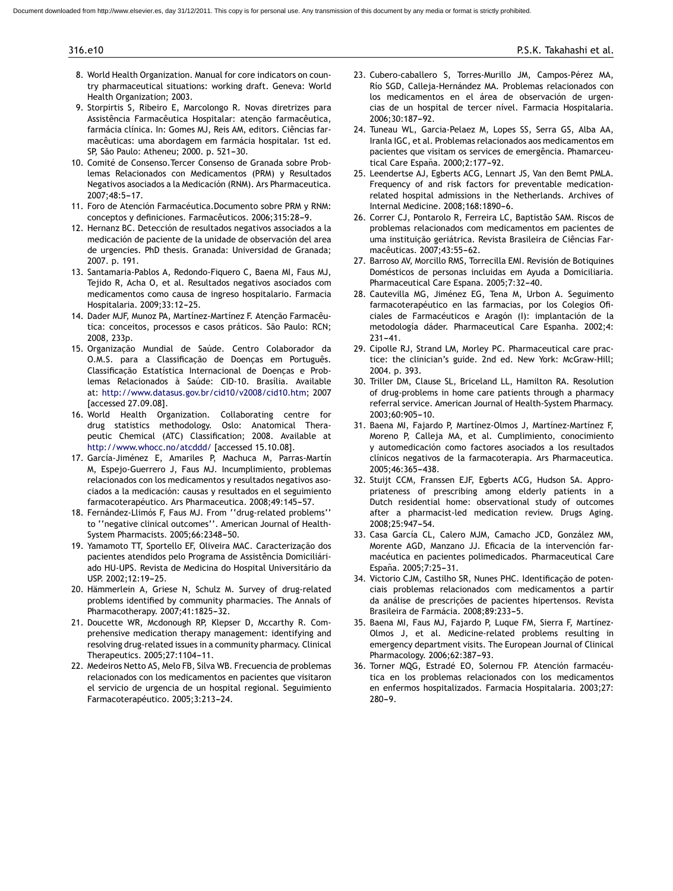8. World Health Organization. Manual for core indicators on country pharmaceutical situations: working draft. Geneva: World Health Organization; 2003.
9. Storpirtis S, Ribeiro E, Marcolongo R. Novas diretrizes para Assistência Farmacêutica Hospitalar: atenção farmacêutica, farmácia clínica. In: Gomes MJ, Reis AM, editors. Ciências farmacêuticas: uma abordagem em farmácia hospitalar. 1st ed. SP, São Paulo: Atheneu; 2000. p. 521–30.
10. Comité de Consenso.Tercer Consenso de Granada sobre Problemas Relacionados con Medicamentos (PRM) y Resultados Negativos asociados a la Medicación (RNM). Ars Pharmaceutica. 2007;48:5–17.
11. Foro de Atención Farmacéutica.Documento sobre PRM y RNM: conceptos y definiciones. Farmacêuticos. 2006;315:28–9.
12. Hernanz BC. Detección de resultados negativos associados a la medicación de paciente de la unidade de observación del area de urgencies. PhD thesis. Granada: Universidad de Granada; 2007. p. 191.
13. Santamaria-Pablos A, Redondo-Fiquero C, Baena MI, Faus MJ, Tejido R, Acha O, et al. Resultados negativos asociados com medicamentos como causa de ingreso hospitalario. Farmacia Hospitalaria. 2009;33:12–25.
14. Dader MJF, Munoz PA, Martínez-Martínez F. Atenção Farmacêutica: conceitos, processos e casos práticos. São Paulo: RCN; 2008, 233p.
15. Organização Mundial de Saúde. Centro Colaborador da O.M.S. para a Classificação de Doenças em Português. Classificação Estatística Internacional de Doenças e Problemas Relacionados à Saúde: CID-10. Brasília. Available at: http://www.datasus.gov.br/cid10/v2008/cid10.htm; 2007 [accessed 27.09.08].
16. World Health Organization. Collaborating centre for drug statistics methodology. Oslo: Anatomical Therapeutic Chemical (ATC) Classification; 2008. Available at http://www.whocc.no/atcddd/ [accessed 15.10.08].
17. García-Jiménez E, Amariles P, Machuca M, Parras-Martín M, Espejo-Guerrero J, Faus MJ. Incumplimiento, problemas relacionados con los medicamentos y resultados negativos asociados a la medicación: causas y resultados en el seguimiento farmacoterapéutico. Ars Pharmaceutica. 2008;49:145–57.
18. Fernández-Llimós F, Faus MJ. From ''drug-related problems'' to ''negative clinical outcomes''. American Journal of Health-System Pharmacists. 2005;66:2348–50.
19. Yamamoto TT, Sportello EF, Oliveira MAC. Caracterização dos pacientes atendidos pelo Programa de Assistência Domiciliáriado HU-UPS. Revista de Medicina do Hospital Universitário da USP. 2002;12:19–25.
20. Hämmerlein A, Griese N, Schulz M. Survey of drug-related problems identified by community pharmacies. The Annals of Pharmacotherapy. 2007;41:1825–32.
21. Doucette WR, Mcdonough RP, Klepser D, Mccarthy R. Comprehensive medication therapy management: identifying and resolving drug-related issues in a community pharmacy. Clinical Therapeutics. 2005;27:1104–11.
22. Medeiros Netto AS, Melo FB, Silva WB. Frecuencia de problemas relacionados con los medicamentos en pacientes que visitaron el servicio de urgencia de un hospital regional. Seguimiento Farmacoterapéutico. 2005;3:213–24.
23. Cubero-caballero S, Torres-Murillo JM, Campos-Pérez MA, Río SGD, Calleja-Hernández MA. Problemas relacionados con los medicamentos en el área de observación de urgencias de un hospital de tercer nível. Farmacia Hospitalaria. 2006;30:187–92.
24. Tuneau WL, Garcia-Pelaez M, Lopes SS, Serra GS, Alba AA, Iranla IGC, et al. Problemas relacionados aos medicamentos em pacientes que visitam os services de emergência. Phamarceutical Care España. 2000;2:177–92.
25. Leendertse AJ, Egberts ACG, Lennart JS, Van den Bemt PMLA. Frequency of and risk factors for preventable medication-related hospital admissions in the Netherlands. Archives of Internal Medicine. 2008;168:1890–6.
26. Correr CJ, Pontarolo R, Ferreira LC, Baptistão SAM. Riscos de problemas relacionados com medicamentos em pacientes de uma instituição geriátrica. Revista Brasileira de Ciências Farmacêuticas. 2007;43:55–62.
27. Barroso AV, Morcillo RMS, Torrecilla EMI. Revisión de Botiquines Domésticos de personas incluidas em Ayuda a Domiciliaria. Pharmaceutical Care Espana. 2005;7:32–40.
28. Cautevilla MG, Jiménez EG, Tena M, Urbon A. Seguimento farmacoterapéutico en las farmacias, por los Colegios Oficiales de Farmacéuticos e Aragón (I): implantación de la metodología dáder. Pharmaceutical Care Espanha. 2002;4: 231–41.
29. Cipolle RJ, Strand LM, Morley PC. Pharmaceutical care practice: the clinician's guide. 2nd ed. New York: McGraw-Hill; 2004. p. 393.
30. Triller DM, Clause SL, Briceland LL, Hamilton RA. Resolution of drug-problems in home care patients through a pharmacy referral service. American Journal of Health-System Pharmacy. 2003;60:905–10.
31. Baena MI, Fajardo P, Martínez-Olmos J, Martínez-Martínez F, Moreno P, Calleja MA, et al. Cumplimiento, conocimiento y automedicación como factores asociados a los resultados clínicos negativos de la farmacoterapia. Ars Pharmaceutica. 2005;46:365–438.
32. Stuijt CCM, Franssen EJF, Egberts ACG, Hudson SA. Appropriateness of prescribing among elderly patients in a Dutch residential home: observational study of outcomes after a pharmacist-led medication review. Drugs Aging. 2008;25:947–54.
33. Casa García CL, Calero MJM, Camacho JCD, González MM, Morente AGD, Manzano JJ. Eficacia de la intervención farmacéutica en pacientes polimedicados. Pharmaceutical Care España. 2005;7:25–31.
34. Victorio CJM, Castilho SR, Nunes PHC. Identificação de potenciais problemas relacionados com medicamentos a partir da análise de prescrições de pacientes hipertensos. Revista Brasileira de Farmácia. 2008;89:233–5.
35. Baena MI, Faus MJ, Fajardo P, Luque FM, Sierra F, Martínez-Olmos J, et al. Medicine-related problems resulting in emergency department visits. The European Journal of Clinical Pharmacology. 2006;62:387–93.
36. Torner MQG, Estradé EO, Solernou FP. Atención farmacéutica en los problemas relacionados con los medicamentos en enfermos hospitalizados. Farmacia Hospitalaria. 2003;27: 280–9.